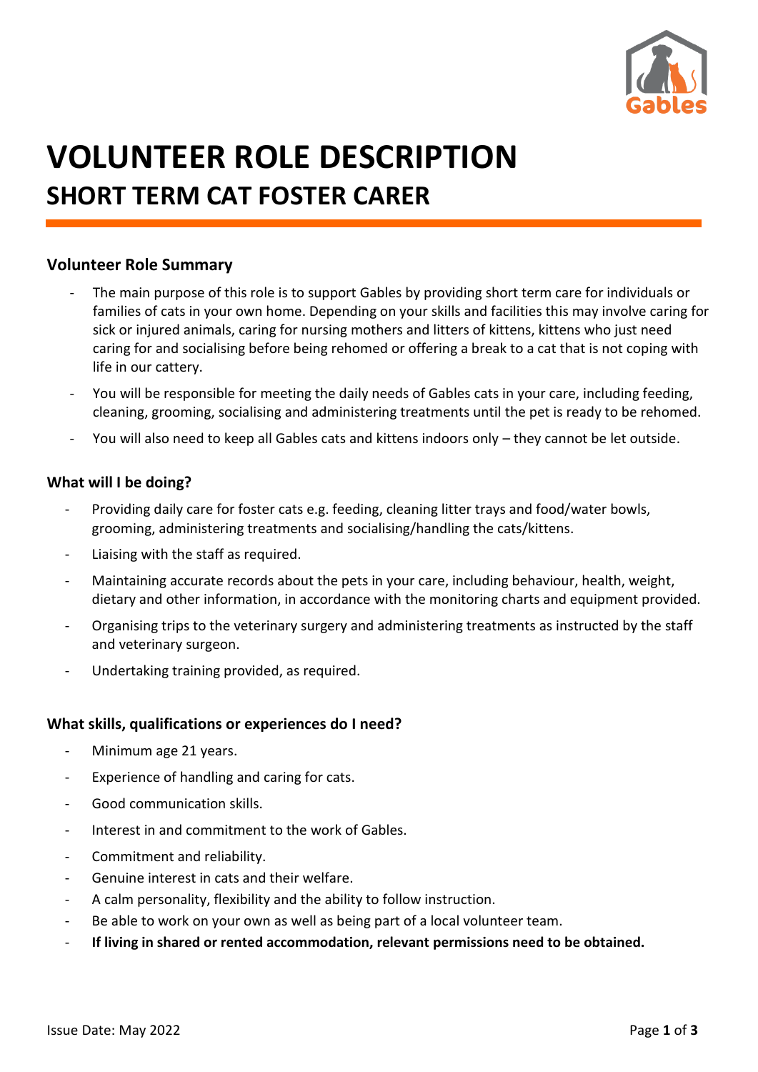# VOLUNTEER ROLE DESCRIPTION

## SHORT TERM CAT FOSTER CARER

### Volunteer Role Summary

- The main purpose of this role is to support Gables by providing short term care for individuals or families of cats in your own home. Depending on your skills and facilities this may involve caring for sick or injured animals, caring for nursing mothers and litters of kittens, kittens who just need caring for and socialising before being rehomed or offering a break to a cat that is not coping with life in our cattery.
- You will be responsible for meeting the daily needs of Gables cats in your care, including feeding, cleaning, grooming, socialising and administering treatments until the pet is ready to be rehomed.
- You will also need to keep all Gables cats and kittens indoors only – they cannot be let outside.

### What will I be doing?

- Providing daily care for foster cats e.g. feeding, cleaning litter trays and food/water bowls, grooming, administering treatments and socialising/handling the cats/kittens.
- Liaising with the staff as required.
- Maintaining accurate records about the pets in your care, including behaviour, health, weight, dietary and other information, in accordance with the monitoring charts and equipment provided.
- Organising trips to the veterinary surgery and administering treatments as instructed by the staff and veterinary surgeon.
- Undertaking training provided, as required.

### What skills, qualifications or experiences do I need?

- Minimum age 21 years.
- Experience of handling and caring for cats.
- Good communication skills.
- Interest in and commitment to the work of Gables.
- Commitment and reliability.
- Genuine interest in cats and their welfare.
- A calm personality, flexibility and the ability to follow instruction.
- Be able to work on your own as well as being part of a local volunteer team.
- **If living in shared or rented accommodation, relevant permissions need to be obtained.**

Issue Date: May 2022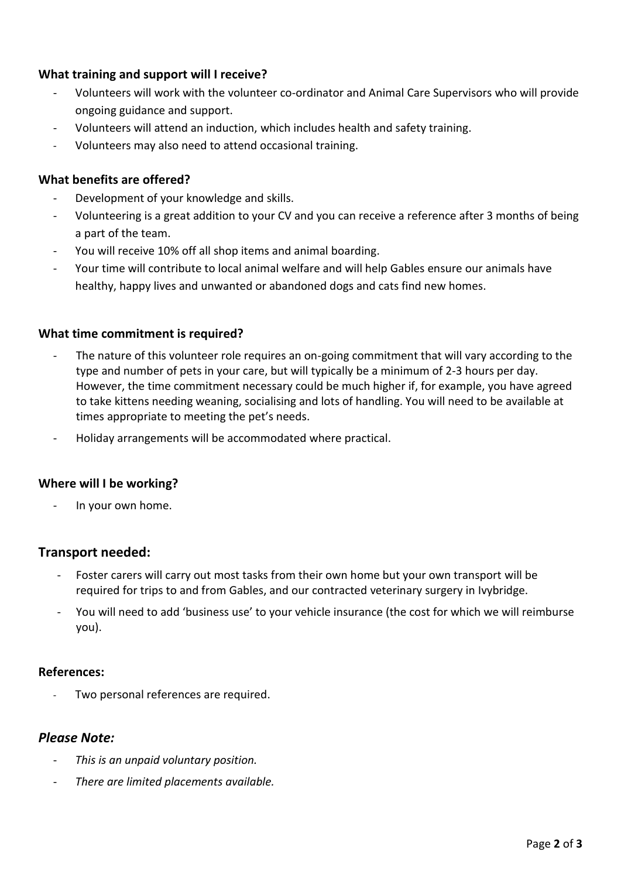### What training and support will I receive?

- Volunteers will work with the volunteer co-ordinator and Animal Care Supervisors who will provide ongoing guidance and support.
- Volunteers will attend an induction, which includes health and safety training.
- Volunteers may also need to attend occasional training.

### What benefits are offered?

- Development of your knowledge and skills.
- Volunteering is a great addition to your CV and you can receive a reference after 3 months of being a part of the team.
- You will receive 10% off all shop items and animal boarding.
- Your time will contribute to local animal welfare and will help Gables ensure our animals have healthy, happy lives and unwanted or abandoned dogs and cats find new homes.

### What time commitment is required?

- The nature of this volunteer role requires an on-going commitment that will vary according to the type and number of pets in your care, but will typically be a minimum of 2-3 hours per day. However, the time commitment necessary could be much higher if, for example, you have agreed to take kittens needing weaning, socialising and lots of handling. You will need to be available at times appropriate to meeting the pet's needs.
- Holiday arrangements will be accommodated where practical.

### Where will I be working?

- In your own home.

## Transport needed:

- Foster carers will carry out most tasks from their own home but your own transport will be required for trips to and from Gables, and our contracted veterinary surgery in Ivybridge.
- You will need to add 'business use' to your vehicle insurance (the cost for which we will reimburse you).

### References:

- Two personal references are required.

## *Please Note:*

- *This is an unpaid voluntary position.*
- *There are limited placements available.*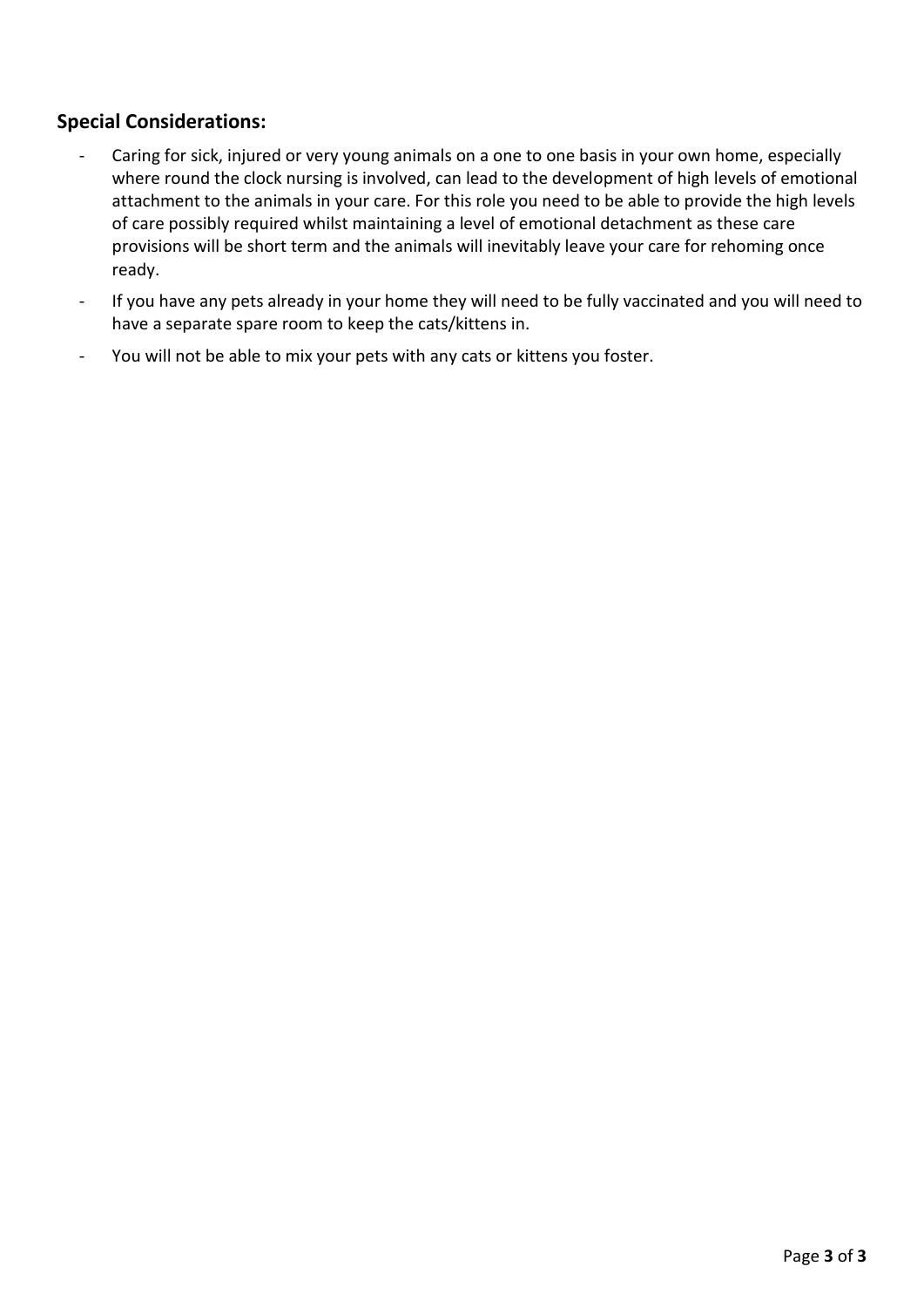## Special Considerations:

- Caring for sick, injured or very young animals on a one to one basis in your own home, especially where round the clock nursing is involved, can lead to the development of high levels of emotional attachment to the animals in your care. For this role you need to be able to provide the high levels of care possibly required whilst maintaining a level of emotional detachment as these care provisions will be short term and the animals will inevitably leave your care for rehoming once ready.
- If you have any pets already in your home they will need to be fully vaccinated and you will need to have a separate spare room to keep the cats/kittens in.
- You will not be able to mix your pets with any cats or kittens you foster.